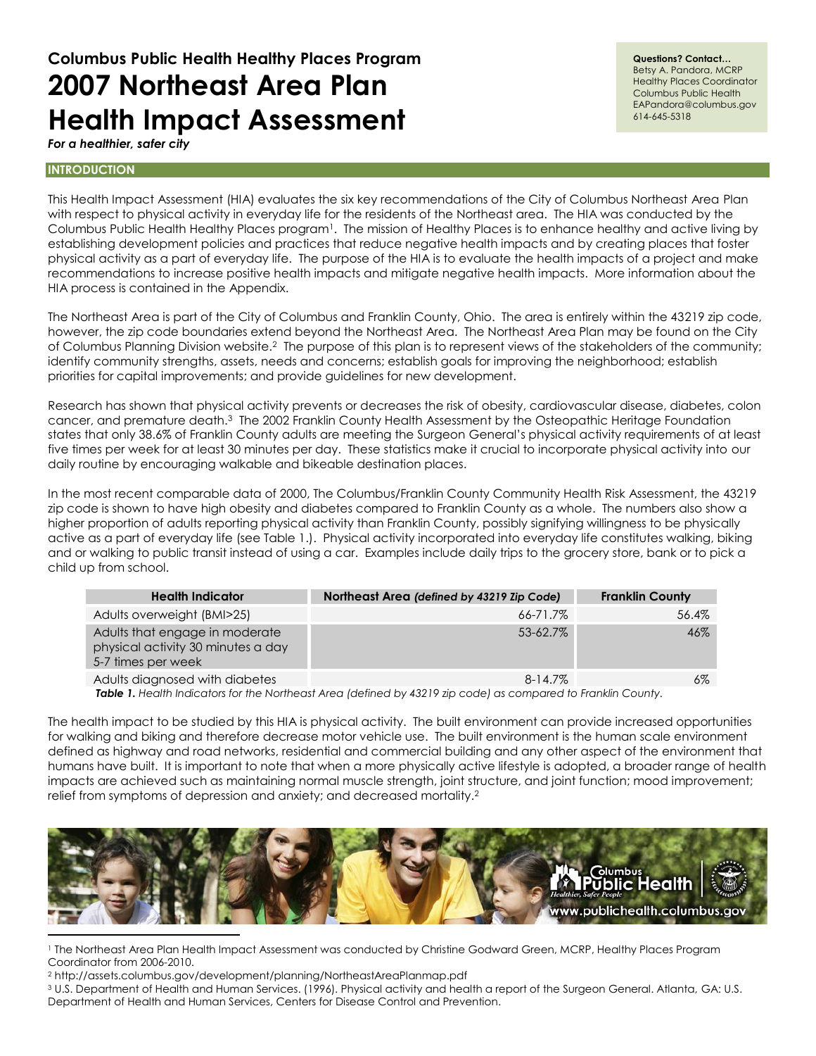# Columbus Public Health Healthy Places Program

# 2007 Northeast Area Plan Health Impact Assessment

*For a healthier, safer city*

**Questions? Contact…**
Betsy A. Pandora, MCRP
Healthy Places Coordinator
Columbus Public Health
EAPandora@columbus.gov
614-645-5318

## INTRODUCTION

This Health Impact Assessment (HIA) evaluates the six key recommendations of the City of Columbus Northeast Area Plan with respect to physical activity in everyday life for the residents of the Northeast area. The HIA was conducted by the Columbus Public Health Healthy Places program[1]. The mission of Healthy Places is to enhance healthy and active living by establishing development policies and practices that reduce negative health impacts and by creating places that foster physical activity as a part of everyday life. The purpose of the HIA is to evaluate the health impacts of a project and make recommendations to increase positive health impacts and mitigate negative health impacts. More information about the HIA process is contained in the Appendix.

The Northeast Area is part of the City of Columbus and Franklin County, Ohio. The area is entirely within the 43219 zip code, however, the zip code boundaries extend beyond the Northeast Area. The Northeast Area Plan may be found on the City of Columbus Planning Division website.[2] The purpose of this plan is to represent views of the stakeholders of the community; identify community strengths, assets, needs and concerns; establish goals for improving the neighborhood; establish priorities for capital improvements; and provide guidelines for new development.

Research has shown that physical activity prevents or decreases the risk of obesity, cardiovascular disease, diabetes, colon cancer, and premature death.[3] The 2002 Franklin County Health Assessment by the Osteopathic Heritage Foundation states that only 38.6% of Franklin County adults are meeting the Surgeon General's physical activity requirements of at least five times per week for at least 30 minutes per day. These statistics make it crucial to incorporate physical activity into our daily routine by encouraging walkable and bikeable destination places.

In the most recent comparable data of 2000, The Columbus/Franklin County Community Health Risk Assessment, the 43219 zip code is shown to have high obesity and diabetes compared to Franklin County as a whole. The numbers also show a higher proportion of adults reporting physical activity than Franklin County, possibly signifying willingness to be physically active as a part of everyday life (see Table 1.). Physical activity incorporated into everyday life constitutes walking, biking and or walking to public transit instead of using a car. Examples include daily trips to the grocery store, bank or to pick a child up from school.

| Health Indicator | Northeast Area *(defined by 43219 Zip Code)* | Franklin County |
|---|---|---|
| Adults overweight (BMI>25) | 66-71.7% | 56.4% |
| Adults that engage in moderate physical activity 30 minutes a day 5-7 times per week | 53-62.7% | 46% |
| Adults diagnosed with diabetes | 8-14.7% | 6% |

***Table 1.*** *Health Indicators for the Northeast Area (defined by 43219 zip code) as compared to Franklin County.*

The health impact to be studied by this HIA is physical activity. The built environment can provide increased opportunities for walking and biking and therefore decrease motor vehicle use. The built environment is the human scale environment defined as highway and road networks, residential and commercial building and any other aspect of the environment that humans have built. It is important to note that when a more physically active lifestyle is adopted, a broader range of health impacts are achieved such as maintaining normal muscle strength, joint structure, and joint function; mood improvement; relief from symptoms of depression and anxiety; and decreased mortality.[2]

[1] The Northeast Area Plan Health Impact Assessment was conducted by Christine Godward Green, MCRP, Healthy Places Program Coordinator from 2006-2010.

[2] http://assets.columbus.gov/development/planning/NortheastAreaPlanmap.pdf

[3] U.S. Department of Health and Human Services. (1996). Physical activity and health a report of the Surgeon General. Atlanta, GA: U.S. Department of Health and Human Services, Centers for Disease Control and Prevention.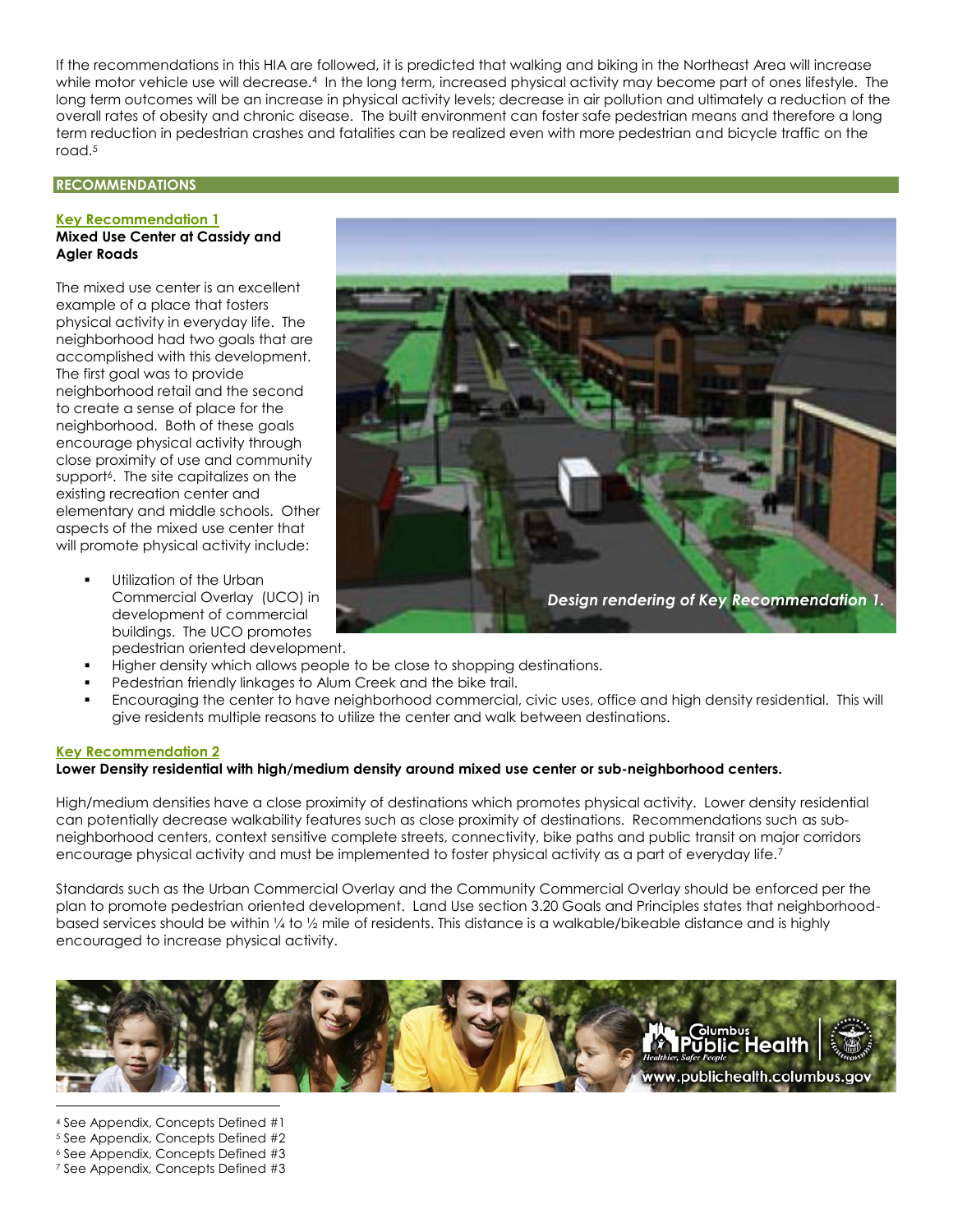If the recommendations in this HIA are followed, it is predicted that walking and biking in the Northeast Area will increase while motor vehicle use will decrease.[4] In the long term, increased physical activity may become part of ones lifestyle. The long term outcomes will be an increase in physical activity levels; decrease in air pollution and ultimately a reduction of the overall rates of obesity and chronic disease. The built environment can foster safe pedestrian means and therefore a long term reduction in pedestrian crashes and fatalities can be realized even with more pedestrian and bicycle traffic on the road.[5]

## RECOMMENDATIONS

### Key Recommendation 1

**Mixed Use Center at Cassidy and Agler Roads**

The mixed use center is an excellent example of a place that fosters physical activity in everyday life. The neighborhood had two goals that are accomplished with this development. The first goal was to provide neighborhood retail and the second to create a sense of place for the neighborhood. Both of these goals encourage physical activity through close proximity of use and community support[6]. The site capitalizes on the existing recreation center and elementary and middle schools. Other aspects of the mixed use center that will promote physical activity include:

- Utilization of the Urban Commercial Overlay (UCO) in development of commercial buildings. The UCO promotes pedestrian oriented development.
- Higher density which allows people to be close to shopping destinations.
- Pedestrian friendly linkages to Alum Creek and the bike trail.
- Encouraging the center to have neighborhood commercial, civic uses, office and high density residential. This will give residents multiple reasons to utilize the center and walk between destinations.

*Design rendering of Key Recommendation 1.*

### Key Recommendation 2

**Lower Density residential with high/medium density around mixed use center or sub-neighborhood centers.**

High/medium densities have a close proximity of destinations which promotes physical activity. Lower density residential can potentially decrease walkability features such as close proximity of destinations. Recommendations such as sub-neighborhood centers, context sensitive complete streets, connectivity, bike paths and public transit on major corridors encourage physical activity and must be implemented to foster physical activity as a part of everyday life.[7]

Standards such as the Urban Commercial Overlay and the Community Commercial Overlay should be enforced per the plan to promote pedestrian oriented development. Land Use section 3.20 Goals and Principles states that neighborhood-based services should be within ¼ to ½ mile of residents. This distance is a walkable/bikeable distance and is highly encouraged to increase physical activity.

Columbus Public Health — Healthier, Safer People — www.publichealth.columbus.gov

---

[4] See Appendix, Concepts Defined #1
[5] See Appendix, Concepts Defined #2
[6] See Appendix, Concepts Defined #3
[7] See Appendix, Concepts Defined #3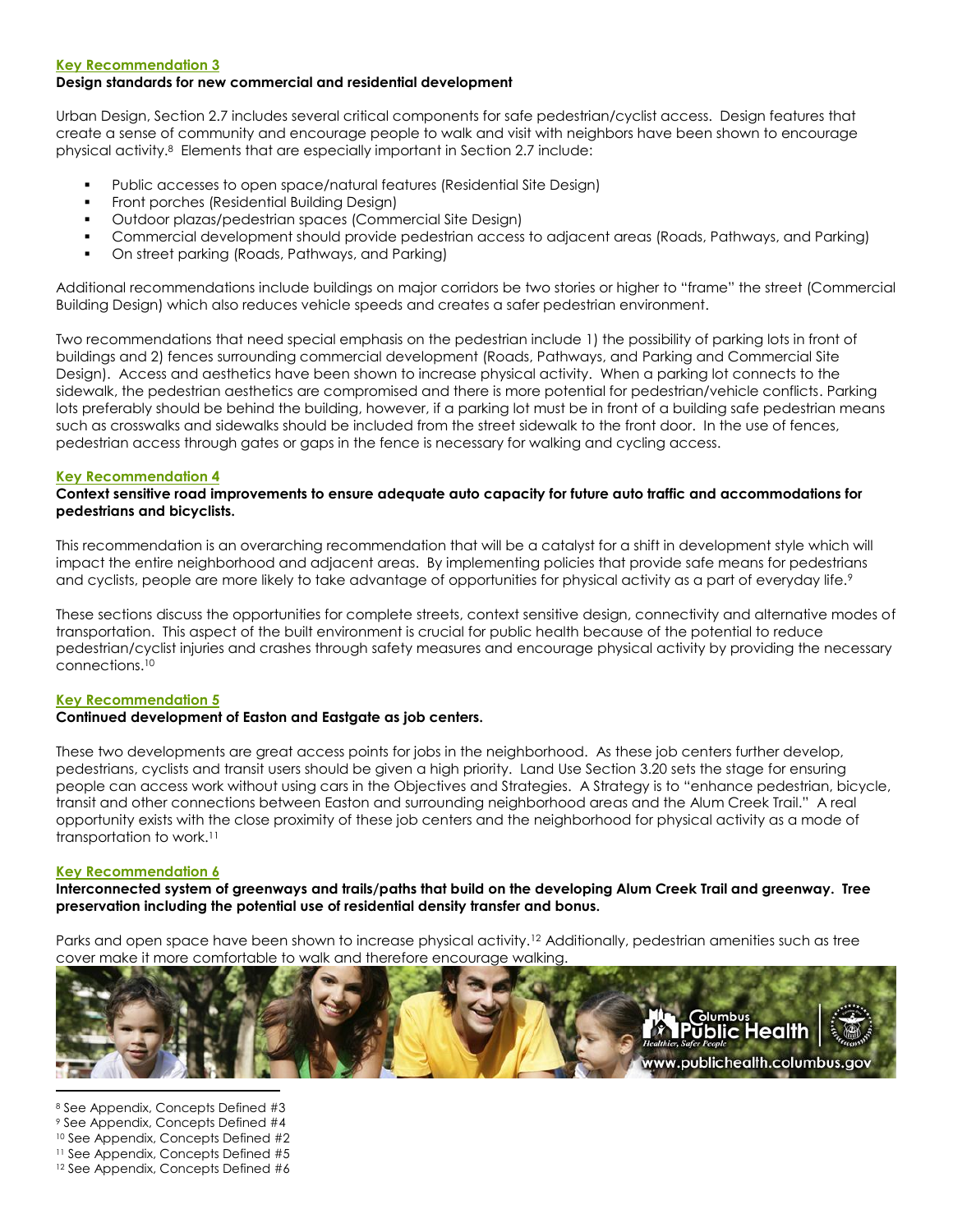### Key Recommendation 3

**Design standards for new commercial and residential development**

Urban Design, Section 2.7 includes several critical components for safe pedestrian/cyclist access. Design features that create a sense of community and encourage people to walk and visit with neighbors have been shown to encourage physical activity.[8] Elements that are especially important in Section 2.7 include:

- Public accesses to open space/natural features (Residential Site Design)
- Front porches (Residential Building Design)
- Outdoor plazas/pedestrian spaces (Commercial Site Design)
- Commercial development should provide pedestrian access to adjacent areas (Roads, Pathways, and Parking)
- On street parking (Roads, Pathways, and Parking)

Additional recommendations include buildings on major corridors be two stories or higher to "frame" the street (Commercial Building Design) which also reduces vehicle speeds and creates a safer pedestrian environment.

Two recommendations that need special emphasis on the pedestrian include 1) the possibility of parking lots in front of buildings and 2) fences surrounding commercial development (Roads, Pathways, and Parking and Commercial Site Design). Access and aesthetics have been shown to increase physical activity. When a parking lot connects to the sidewalk, the pedestrian aesthetics are compromised and there is more potential for pedestrian/vehicle conflicts. Parking lots preferably should be behind the building, however, if a parking lot must be in front of a building safe pedestrian means such as crosswalks and sidewalks should be included from the street sidewalk to the front door. In the use of fences, pedestrian access through gates or gaps in the fence is necessary for walking and cycling access.

### Key Recommendation 4

**Context sensitive road improvements to ensure adequate auto capacity for future auto traffic and accommodations for pedestrians and bicyclists.**

This recommendation is an overarching recommendation that will be a catalyst for a shift in development style which will impact the entire neighborhood and adjacent areas. By implementing policies that provide safe means for pedestrians and cyclists, people are more likely to take advantage of opportunities for physical activity as a part of everyday life.[9]

These sections discuss the opportunities for complete streets, context sensitive design, connectivity and alternative modes of transportation. This aspect of the built environment is crucial for public health because of the potential to reduce pedestrian/cyclist injuries and crashes through safety measures and encourage physical activity by providing the necessary connections.[10]

### Key Recommendation 5

**Continued development of Easton and Eastgate as job centers.**

These two developments are great access points for jobs in the neighborhood. As these job centers further develop, pedestrians, cyclists and transit users should be given a high priority. Land Use Section 3.20 sets the stage for ensuring people can access work without using cars in the Objectives and Strategies. A Strategy is to "enhance pedestrian, bicycle, transit and other connections between Easton and surrounding neighborhood areas and the Alum Creek Trail." A real opportunity exists with the close proximity of these job centers and the neighborhood for physical activity as a mode of transportation to work.[11]

### Key Recommendation 6

**Interconnected system of greenways and trails/paths that build on the developing Alum Creek Trail and greenway. Tree preservation including the potential use of residential density transfer and bonus.**

Parks and open space have been shown to increase physical activity.[12] Additionally, pedestrian amenities such as tree cover make it more comfortable to walk and therefore encourage walking.

[8] See Appendix, Concepts Defined #3
[9] See Appendix, Concepts Defined #4
[10] See Appendix, Concepts Defined #2
[11] See Appendix, Concepts Defined #5
[12] See Appendix, Concepts Defined #6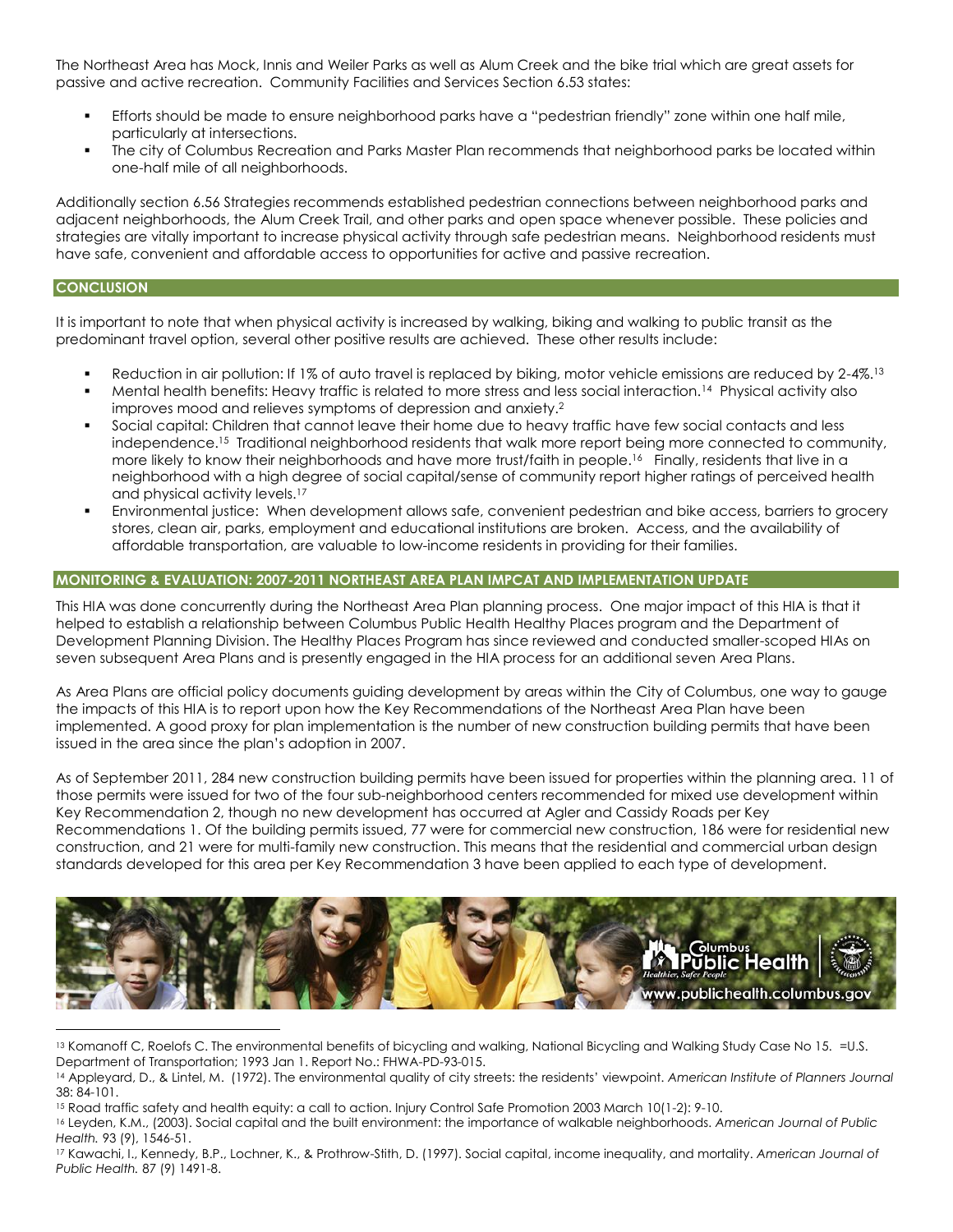The Northeast Area has Mock, Innis and Weiler Parks as well as Alum Creek and the bike trial which are great assets for passive and active recreation. Community Facilities and Services Section 6.53 states:

- Efforts should be made to ensure neighborhood parks have a "pedestrian friendly" zone within one half mile, particularly at intersections.
- The city of Columbus Recreation and Parks Master Plan recommends that neighborhood parks be located within one-half mile of all neighborhoods.

Additionally section 6.56 Strategies recommends established pedestrian connections between neighborhood parks and adjacent neighborhoods, the Alum Creek Trail, and other parks and open space whenever possible. These policies and strategies are vitally important to increase physical activity through safe pedestrian means. Neighborhood residents must have safe, convenient and affordable access to opportunities for active and passive recreation.

## CONCLUSION

It is important to note that when physical activity is increased by walking, biking and walking to public transit as the predominant travel option, several other positive results are achieved. These other results include:

- Reduction in air pollution: If 1% of auto travel is replaced by biking, motor vehicle emissions are reduced by 2-4%.[13]
- Mental health benefits: Heavy traffic is related to more stress and less social interaction.[14] Physical activity also improves mood and relieves symptoms of depression and anxiety.[2]
- Social capital: Children that cannot leave their home due to heavy traffic have few social contacts and less independence.[15] Traditional neighborhood residents that walk more report being more connected to community, more likely to know their neighborhoods and have more trust/faith in people.[16] Finally, residents that live in a neighborhood with a high degree of social capital/sense of community report higher ratings of perceived health and physical activity levels.[17]
- Environmental justice: When development allows safe, convenient pedestrian and bike access, barriers to grocery stores, clean air, parks, employment and educational institutions are broken. Access, and the availability of affordable transportation, are valuable to low-income residents in providing for their families.

## MONITORING & EVALUATION: 2007-2011 NORTHEAST AREA PLAN IMPCAT AND IMPLEMENTATION UPDATE

This HIA was done concurrently during the Northeast Area Plan planning process. One major impact of this HIA is that it helped to establish a relationship between Columbus Public Health Healthy Places program and the Department of Development Planning Division. The Healthy Places Program has since reviewed and conducted smaller-scoped HIAs on seven subsequent Area Plans and is presently engaged in the HIA process for an additional seven Area Plans.

As Area Plans are official policy documents guiding development by areas within the City of Columbus, one way to gauge the impacts of this HIA is to report upon how the Key Recommendations of the Northeast Area Plan have been implemented. A good proxy for plan implementation is the number of new construction building permits that have been issued in the area since the plan's adoption in 2007.

As of September 2011, 284 new construction building permits have been issued for properties within the planning area. 11 of those permits were issued for two of the four sub-neighborhood centers recommended for mixed use development within Key Recommendation 2, though no new development has occurred at Agler and Cassidy Roads per Key Recommendations 1. Of the building permits issued, 77 were for commercial new construction, 186 were for residential new construction, and 21 were for multi-family new construction. This means that the residential and commercial urban design standards developed for this area per Key Recommendation 3 have been applied to each type of development.

---

[13] Komanoff C, Roelofs C. The environmental benefits of bicycling and walking, National Bicycling and Walking Study Case No 15. =U.S. Department of Transportation; 1993 Jan 1. Report No.: FHWA-PD-93-015.

[14] Appleyard, D., & Lintel, M. (1972). The environmental quality of city streets: the residents' viewpoint. *American Institute of Planners Journal* 38: 84-101.

[15] Road traffic safety and health equity: a call to action. Injury Control Safe Promotion 2003 March 10(1-2): 9-10.

[16] Leyden, K.M., (2003). Social capital and the built environment: the importance of walkable neighborhoods. *American Journal of Public Health.* 93 (9), 1546-51.

[17] Kawachi, I., Kennedy, B.P., Lochner, K., & Prothrow-Stith, D. (1997). Social capital, income inequality, and mortality. *American Journal of Public Health.* 87 (9) 1491-8.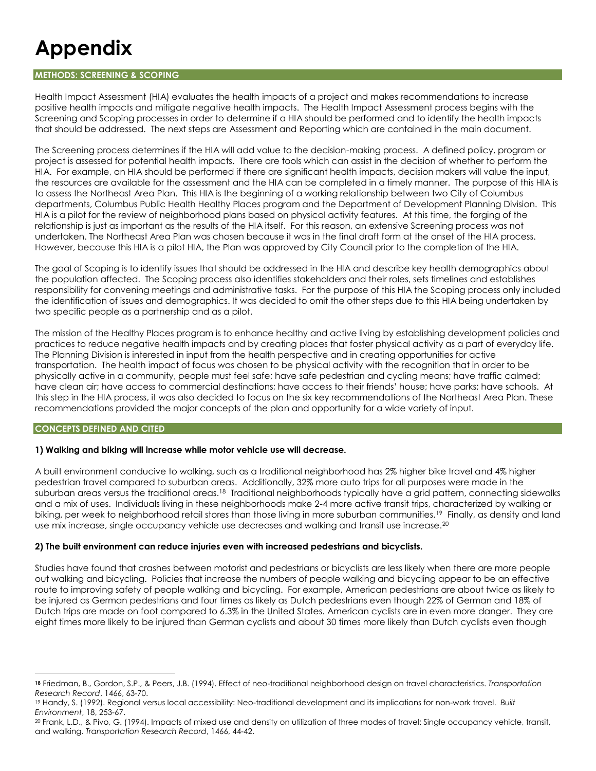# Appendix

## METHODS: SCREENING & SCOPING

Health Impact Assessment (HIA) evaluates the health impacts of a project and makes recommendations to increase positive health impacts and mitigate negative health impacts. The Health Impact Assessment process begins with the Screening and Scoping processes in order to determine if a HIA should be performed and to identify the health impacts that should be addressed. The next steps are Assessment and Reporting which are contained in the main document.

The Screening process determines if the HIA will add value to the decision-making process. A defined policy, program or project is assessed for potential health impacts. There are tools which can assist in the decision of whether to perform the HIA. For example, an HIA should be performed if there are significant health impacts, decision makers will value the input, the resources are available for the assessment and the HIA can be completed in a timely manner. The purpose of this HIA is to assess the Northeast Area Plan. This HIA is the beginning of a working relationship between two City of Columbus departments, Columbus Public Health Healthy Places program and the Department of Development Planning Division. This HIA is a pilot for the review of neighborhood plans based on physical activity features. At this time, the forging of the relationship is just as important as the results of the HIA itself. For this reason, an extensive Screening process was not undertaken. The Northeast Area Plan was chosen because it was in the final draft form at the onset of the HIA process. However, because this HIA is a pilot HIA, the Plan was approved by City Council prior to the completion of the HIA.

The goal of Scoping is to identify issues that should be addressed in the HIA and describe key health demographics about the population affected. The Scoping process also identifies stakeholders and their roles, sets timelines and establishes responsibility for convening meetings and administrative tasks. For the purpose of this HIA the Scoping process only included the identification of issues and demographics. It was decided to omit the other steps due to this HIA being undertaken by two specific people as a partnership and as a pilot.

The mission of the Healthy Places program is to enhance healthy and active living by establishing development policies and practices to reduce negative health impacts and by creating places that foster physical activity as a part of everyday life. The Planning Division is interested in input from the health perspective and in creating opportunities for active transportation. The health impact of focus was chosen to be physical activity with the recognition that in order to be physically active in a community, people must feel safe; have safe pedestrian and cycling means; have traffic calmed; have clean air; have access to commercial destinations; have access to their friends' house; have parks; have schools. At this step in the HIA process, it was also decided to focus on the six key recommendations of the Northeast Area Plan. These recommendations provided the major concepts of the plan and opportunity for a wide variety of input.

## CONCEPTS DEFINED AND CITED

**1) Walking and biking will increase while motor vehicle use will decrease.**

A built environment conducive to walking, such as a traditional neighborhood has 2% higher bike travel and 4% higher pedestrian travel compared to suburban areas. Additionally, 32% more auto trips for all purposes were made in the suburban areas versus the traditional areas.[18] Traditional neighborhoods typically have a grid pattern, connecting sidewalks and a mix of uses. Individuals living in these neighborhoods make 2-4 more active transit trips, characterized by walking or biking, per week to neighborhood retail stores than those living in more suburban communities.[19] Finally, as density and land use mix increase, single occupancy vehicle use decreases and walking and transit use increase.[20]

**2) The built environment can reduce injuries even with increased pedestrians and bicyclists.**

Studies have found that crashes between motorist and pedestrians or bicyclists are less likely when there are more people out walking and bicycling. Policies that increase the numbers of people walking and bicycling appear to be an effective route to improving safety of people walking and bicycling. For example, American pedestrians are about twice as likely to be injured as German pedestrians and four times as likely as Dutch pedestrians even though 22% of German and 18% of Dutch trips are made on foot compared to 6.3% in the United States. American cyclists are in even more danger. They are eight times more likely to be injured than German cyclists and about 30 times more likely than Dutch cyclists even though

---

[18] Friedman, B., Gordon, S.P., & Peers, J.B. (1994). Effect of neo-traditional neighborhood design on travel characteristics. *Transportation Research Record*, 1466, 63-70.

[19] Handy, S. (1992). Regional versus local accessibility: Neo-traditional development and its implications for non-work travel. *Built Environment*, 18, 253-67.

[20] Frank, L.D., & Pivo, G. (1994). Impacts of mixed use and density on utilization of three modes of travel: Single occupancy vehicle, transit, and walking. *Transportation Research Record*, 1466, 44-42.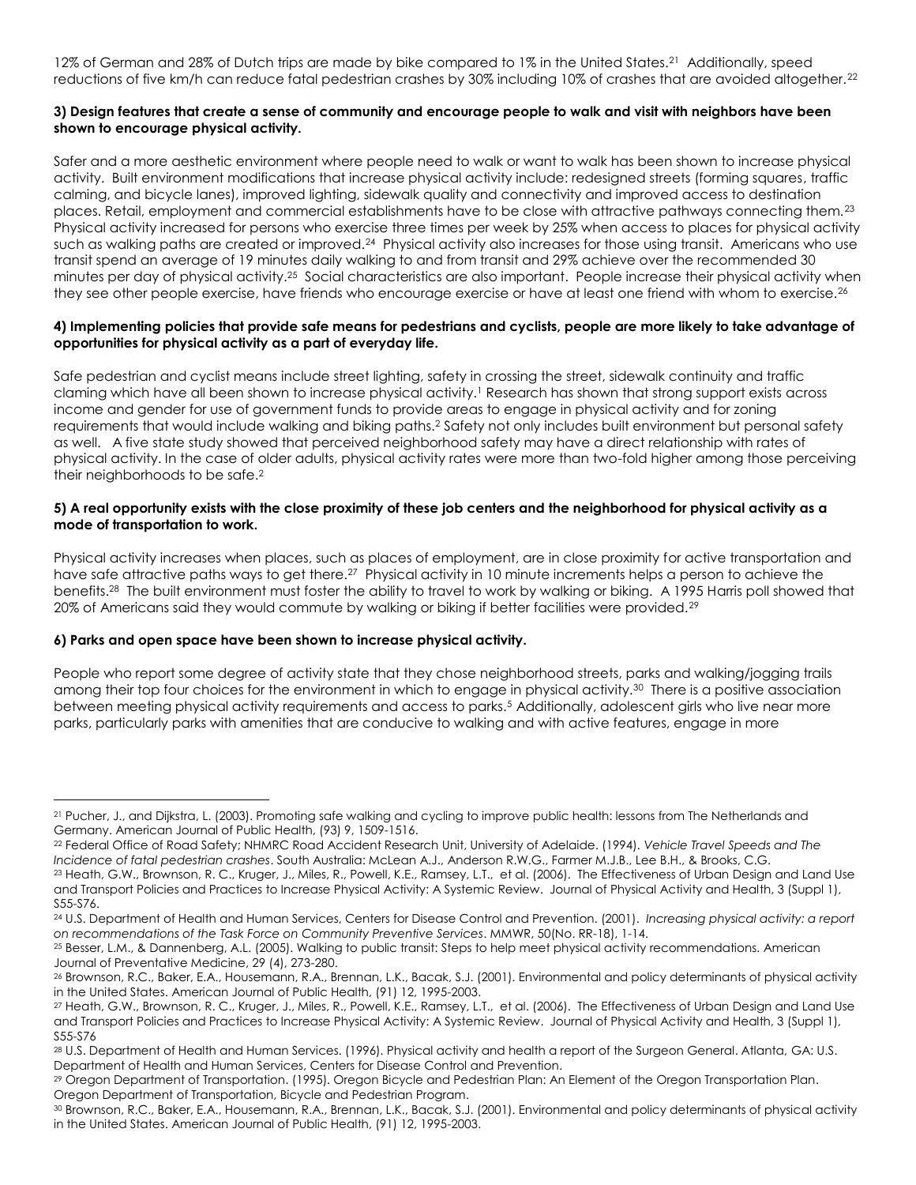12% of German and 28% of Dutch trips are made by bike compared to 1% in the United States.[21] Additionally, speed reductions of five km/h can reduce fatal pedestrian crashes by 30% including 10% of crashes that are avoided altogether.[22]

**3) Design features that create a sense of community and encourage people to walk and visit with neighbors have been shown to encourage physical activity.**

Safer and a more aesthetic environment where people need to walk or want to walk has been shown to increase physical activity. Built environment modifications that increase physical activity include: redesigned streets (forming squares, traffic calming, and bicycle lanes), improved lighting, sidewalk quality and connectivity and improved access to destination places. Retail, employment and commercial establishments have to be close with attractive pathways connecting them.[23] Physical activity increased for persons who exercise three times per week by 25% when access to places for physical activity such as walking paths are created or improved.[24] Physical activity also increases for those using transit. Americans who use transit spend an average of 19 minutes daily walking to and from transit and 29% achieve over the recommended 30 minutes per day of physical activity.[25] Social characteristics are also important. People increase their physical activity when they see other people exercise, have friends who encourage exercise or have at least one friend with whom to exercise.[26]

**4) Implementing policies that provide safe means for pedestrians and cyclists, people are more likely to take advantage of opportunities for physical activity as a part of everyday life.**

Safe pedestrian and cyclist means include street lighting, safety in crossing the street, sidewalk continuity and traffic claming which have all been shown to increase physical activity.[1] Research has shown that strong support exists across income and gender for use of government funds to provide areas to engage in physical activity and for zoning requirements that would include walking and biking paths.[2] Safety not only includes built environment but personal safety as well. A five state study showed that perceived neighborhood safety may have a direct relationship with rates of physical activity. In the case of older adults, physical activity rates were more than two-fold higher among those perceiving their neighborhoods to be safe.[2]

**5) A real opportunity exists with the close proximity of these job centers and the neighborhood for physical activity as a mode of transportation to work.**

Physical activity increases when places, such as places of employment, are in close proximity for active transportation and have safe attractive paths ways to get there.[27] Physical activity in 10 minute increments helps a person to achieve the benefits.[28] The built environment must foster the ability to travel to work by walking or biking. A 1995 Harris poll showed that 20% of Americans said they would commute by walking or biking if better facilities were provided.[29]

**6) Parks and open space have been shown to increase physical activity.**

People who report some degree of activity state that they chose neighborhood streets, parks and walking/jogging trails among their top four choices for the environment in which to engage in physical activity.[30] There is a positive association between meeting physical activity requirements and access to parks.[5] Additionally, adolescent girls who live near more parks, particularly parks with amenities that are conducive to walking and with active features, engage in more

---

[21] Pucher, J., and Dijkstra, L. (2003). Promoting safe walking and cycling to improve public health: lessons from The Netherlands and Germany. American Journal of Public Health, (93) 9, 1509-1516.

[22] Federal Office of Road Safety; NHMRC Road Accident Research Unit, University of Adelaide. (1994). *Vehicle Travel Speeds and The Incidence of fatal pedestrian crashes*. South Australia: McLean A.J., Anderson R.W.G., Farmer M.J.B., Lee B.H., & Brooks, C.G.

[23] Heath, G.W., Brownson, R. C., Kruger, J., Miles, R., Powell, K.E., Ramsey, L.T., et al. (2006). The Effectiveness of Urban Design and Land Use and Transport Policies and Practices to Increase Physical Activity: A Systemic Review. Journal of Physical Activity and Health, 3 (Suppl 1), S55-S76.

[24] U.S. Department of Health and Human Services, Centers for Disease Control and Prevention. (2001). *Increasing physical activity: a report on recommendations of the Task Force on Community Preventive Services*. MMWR, 50(No. RR-18), 1-14.

[25] Besser, L.M., & Dannenberg, A.L. (2005). Walking to public transit: Steps to help meet physical activity recommendations. American Journal of Preventative Medicine, 29 (4), 273-280.

[26] Brownson, R.C., Baker, E.A., Housemann, R.A., Brennan, L.K., Bacak, S.J. (2001). Environmental and policy determinants of physical activity in the United States. American Journal of Public Health, (91) 12, 1995-2003.

[27] Heath, G.W., Brownson, R. C., Kruger, J., Miles, R., Powell, K.E., Ramsey, L.T., et al. (2006). The Effectiveness of Urban Design and Land Use and Transport Policies and Practices to Increase Physical Activity: A Systemic Review. Journal of Physical Activity and Health, 3 (Suppl 1), S55-S76

[28] U.S. Department of Health and Human Services. (1996). Physical activity and health a report of the Surgeon General. Atlanta, GA: U.S. Department of Health and Human Services, Centers for Disease Control and Prevention.

[29] Oregon Department of Transportation. (1995). Oregon Bicycle and Pedestrian Plan: An Element of the Oregon Transportation Plan. Oregon Department of Transportation, Bicycle and Pedestrian Program.

[30] Brownson, R.C., Baker, E.A., Housemann, R.A., Brennan, L.K., Bacak, S.J. (2001). Environmental and policy determinants of physical activity in the United States. American Journal of Public Health, (91) 12, 1995-2003.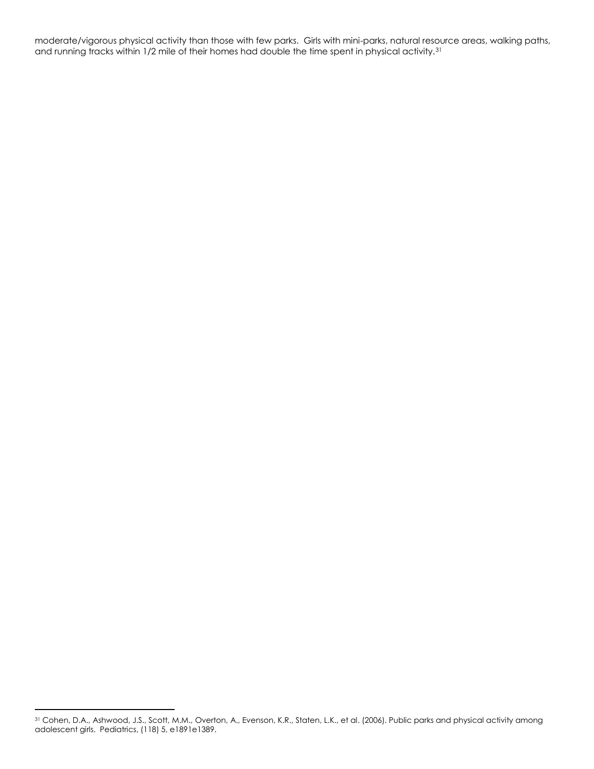moderate/vigorous physical activity than those with few parks. Girls with mini-parks, natural resource areas, walking paths, and running tracks within 1/2 mile of their homes had double the time spent in physical activity.[31]

[31] Cohen, D.A., Ashwood, J.S., Scott, M.M., Overton, A., Evenson, K.R., Staten, L.K., et al. (2006). Public parks and physical activity among adolescent girls. Pediatrics, (118) 5, e1891e1389.